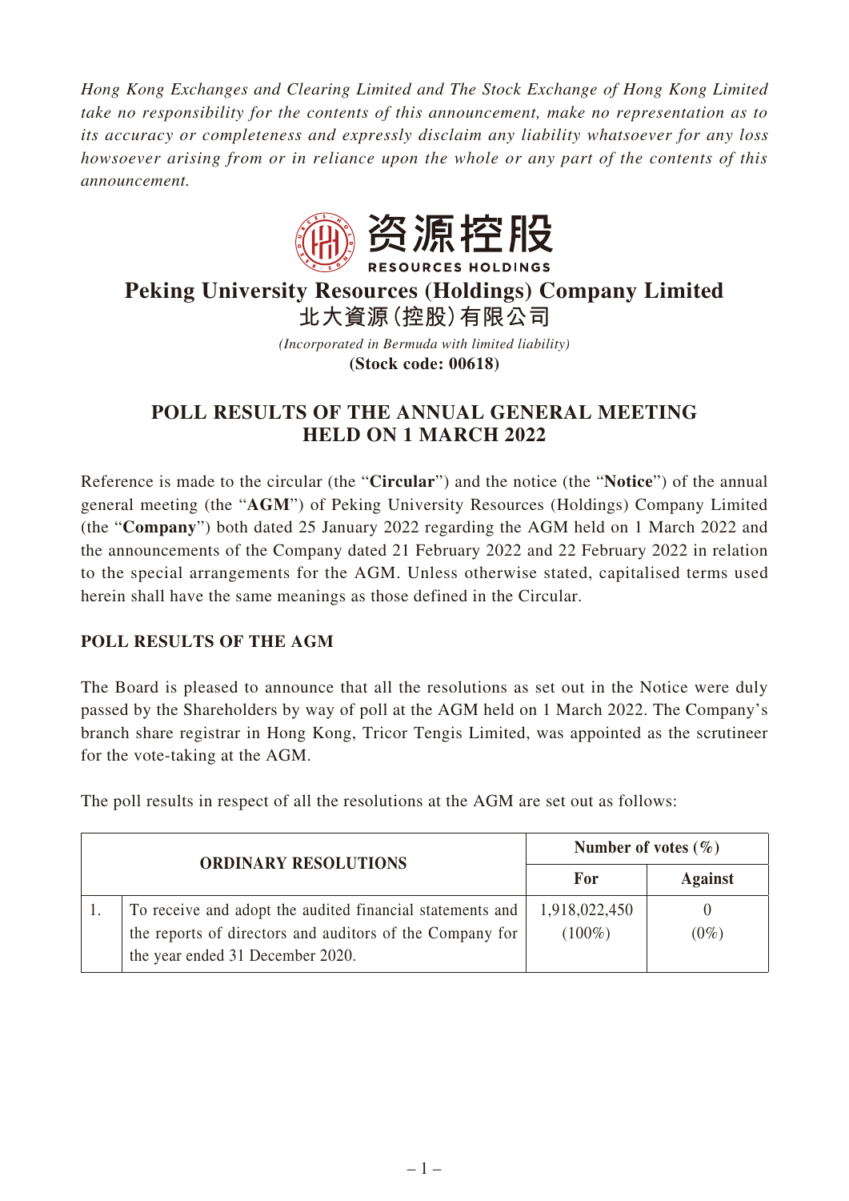*Hong Kong Exchanges and Clearing Limited and The Stock Exchange of Hong Kong Limited take no responsibility for the contents of this announcement, make no representation as to its accuracy or completeness and expressly disclaim any liability whatsoever for any loss howsoever arising from or in reliance upon the whole or any part of the contents of this announcement.*

资源控股
RESOURCES HOLDINGS

# Peking University Resources (Holdings) Company Limited
# 北大資源(控股)有限公司

*(Incorporated in Bermuda with limited liability)*
**(Stock code: 00618)**

## POLL RESULTS OF THE ANNUAL GENERAL MEETING HELD ON 1 MARCH 2022

Reference is made to the circular (the "**Circular**") and the notice (the "**Notice**") of the annual general meeting (the "**AGM**") of Peking University Resources (Holdings) Company Limited (the "**Company**") both dated 25 January 2022 regarding the AGM held on 1 March 2022 and the announcements of the Company dated 21 February 2022 and 22 February 2022 in relation to the special arrangements for the AGM. Unless otherwise stated, capitalised terms used herein shall have the same meanings as those defined in the Circular.

### POLL RESULTS OF THE AGM

The Board is pleased to announce that all the resolutions as set out in the Notice were duly passed by the Shareholders by way of poll at the AGM held on 1 March 2022. The Company's branch share registrar in Hong Kong, Tricor Tengis Limited, was appointed as the scrutineer for the vote-taking at the AGM.

The poll results in respect of all the resolutions at the AGM are set out as follows:

| ORDINARY RESOLUTIONS | | Number of votes (%) | |
|---|---|---|---|
| | | For | Against |
| 1. | To receive and adopt the audited financial statements and the reports of directors and auditors of the Company for the year ended 31 December 2020. | 1,918,022,450 (100%) | 0 (0%) |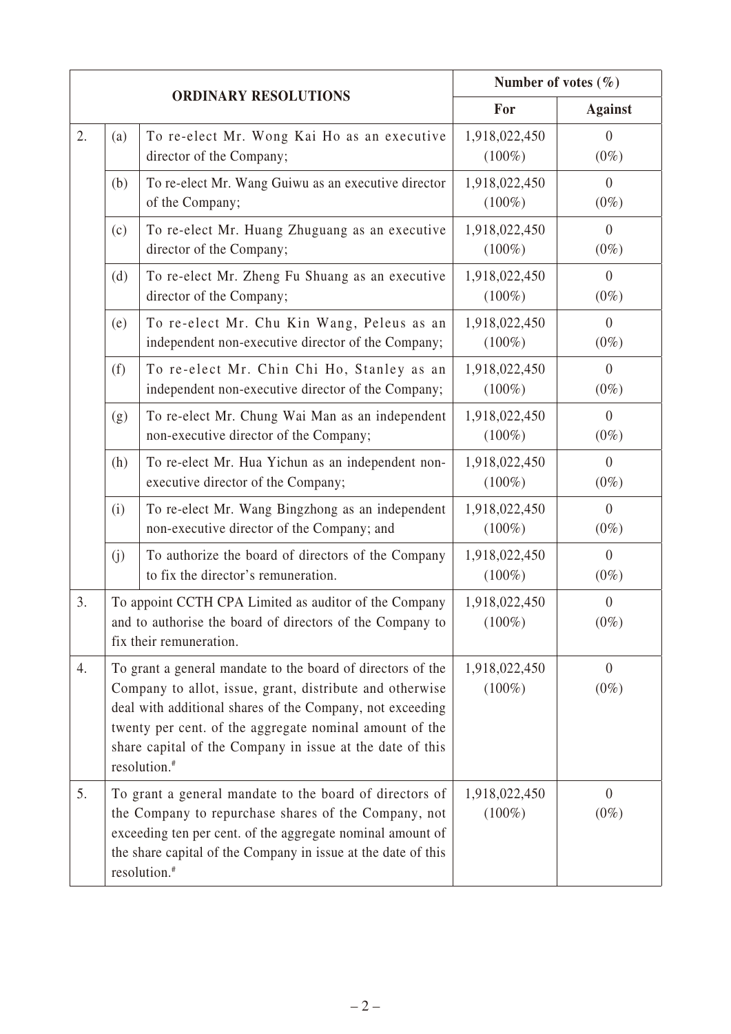| ORDINARY RESOLUTIONS | | | Number of votes (%) | |
|---|---|---|---|---|
| | | | **For** | **Against** |
| 2. | (a) | To re-elect Mr. Wong Kai Ho as an executive director of the Company; | 1,918,022,450 (100%) | 0 (0%) |
| | (b) | To re-elect Mr. Wang Guiwu as an executive director of the Company; | 1,918,022,450 (100%) | 0 (0%) |
| | (c) | To re-elect Mr. Huang Zhuguang as an executive director of the Company; | 1,918,022,450 (100%) | 0 (0%) |
| | (d) | To re-elect Mr. Zheng Fu Shuang as an executive director of the Company; | 1,918,022,450 (100%) | 0 (0%) |
| | (e) | To re-elect Mr. Chu Kin Wang, Peleus as an independent non-executive director of the Company; | 1,918,022,450 (100%) | 0 (0%) |
| | (f) | To re-elect Mr. Chin Chi Ho, Stanley as an independent non-executive director of the Company; | 1,918,022,450 (100%) | 0 (0%) |
| | (g) | To re-elect Mr. Chung Wai Man as an independent non-executive director of the Company; | 1,918,022,450 (100%) | 0 (0%) |
| | (h) | To re-elect Mr. Hua Yichun as an independent non-executive director of the Company; | 1,918,022,450 (100%) | 0 (0%) |
| | (i) | To re-elect Mr. Wang Bingzhong as an independent non-executive director of the Company; and | 1,918,022,450 (100%) | 0 (0%) |
| | (j) | To authorize the board of directors of the Company to fix the director's remuneration. | 1,918,022,450 (100%) | 0 (0%) |
| 3. | To appoint CCTH CPA Limited as auditor of the Company and to authorise the board of directors of the Company to fix their remuneration. | | 1,918,022,450 (100%) | 0 (0%) |
| 4. | To grant a general mandate to the board of directors of the Company to allot, issue, grant, distribute and otherwise deal with additional shares of the Company, not exceeding twenty per cent. of the aggregate nominal amount of the share capital of the Company in issue at the date of this resolution.[#] | | 1,918,022,450 (100%) | 0 (0%) |
| 5. | To grant a general mandate to the board of directors of the Company to repurchase shares of the Company, not exceeding ten per cent. of the aggregate nominal amount of the share capital of the Company in issue at the date of this resolution.[#] | | 1,918,022,450 (100%) | 0 (0%) |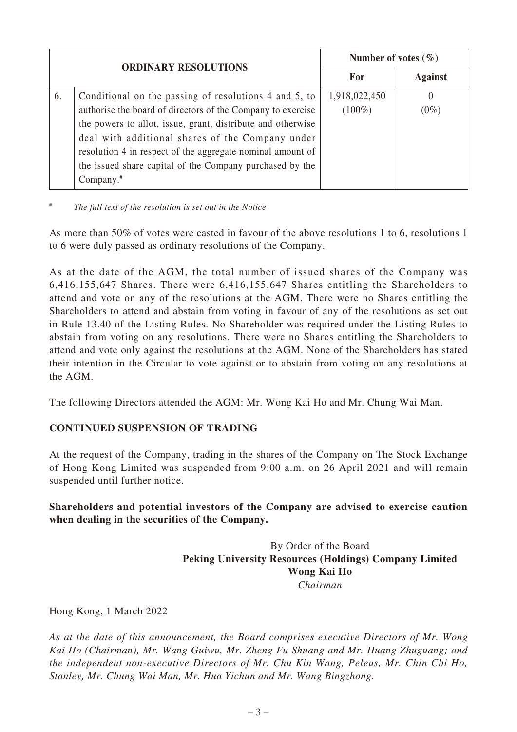| ORDINARY RESOLUTIONS | | Number of votes (%) | |
|---|---|---|---|
| | | For | Against |
| 6. | Conditional on the passing of resolutions 4 and 5, to authorise the board of directors of the Company to exercise the powers to allot, issue, grant, distribute and otherwise deal with additional shares of the Company under resolution 4 in respect of the aggregate nominal amount of the issued share capital of the Company purchased by the Company.# | 1,918,022,450 (100%) | 0 (0%) |

# *The full text of the resolution is set out in the Notice*

As more than 50% of votes were casted in favour of the above resolutions 1 to 6, resolutions 1 to 6 were duly passed as ordinary resolutions of the Company.

As at the date of the AGM, the total number of issued shares of the Company was 6,416,155,647 Shares. There were 6,416,155,647 Shares entitling the Shareholders to attend and vote on any of the resolutions at the AGM. There were no Shares entitling the Shareholders to attend and abstain from voting in favour of any of the resolutions as set out in Rule 13.40 of the Listing Rules. No Shareholder was required under the Listing Rules to abstain from voting on any resolutions. There were no Shares entitling the Shareholders to attend and vote only against the resolutions at the AGM. None of the Shareholders has stated their intention in the Circular to vote against or to abstain from voting on any resolutions at the AGM.

The following Directors attended the AGM: Mr. Wong Kai Ho and Mr. Chung Wai Man.

## CONTINUED SUSPENSION OF TRADING

At the request of the Company, trading in the shares of the Company on The Stock Exchange of Hong Kong Limited was suspended from 9:00 a.m. on 26 April 2021 and will remain suspended until further notice.

**Shareholders and potential investors of the Company are advised to exercise caution when dealing in the securities of the Company.**

By Order of the Board
**Peking University Resources (Holdings) Company Limited**
**Wong Kai Ho**
*Chairman*

Hong Kong, 1 March 2022

*As at the date of this announcement, the Board comprises executive Directors of Mr. Wong Kai Ho (Chairman), Mr. Wang Guiwu, Mr. Zheng Fu Shuang and Mr. Huang Zhuguang; and the independent non-executive Directors of Mr. Chu Kin Wang, Peleus, Mr. Chin Chi Ho, Stanley, Mr. Chung Wai Man, Mr. Hua Yichun and Mr. Wang Bingzhong.*